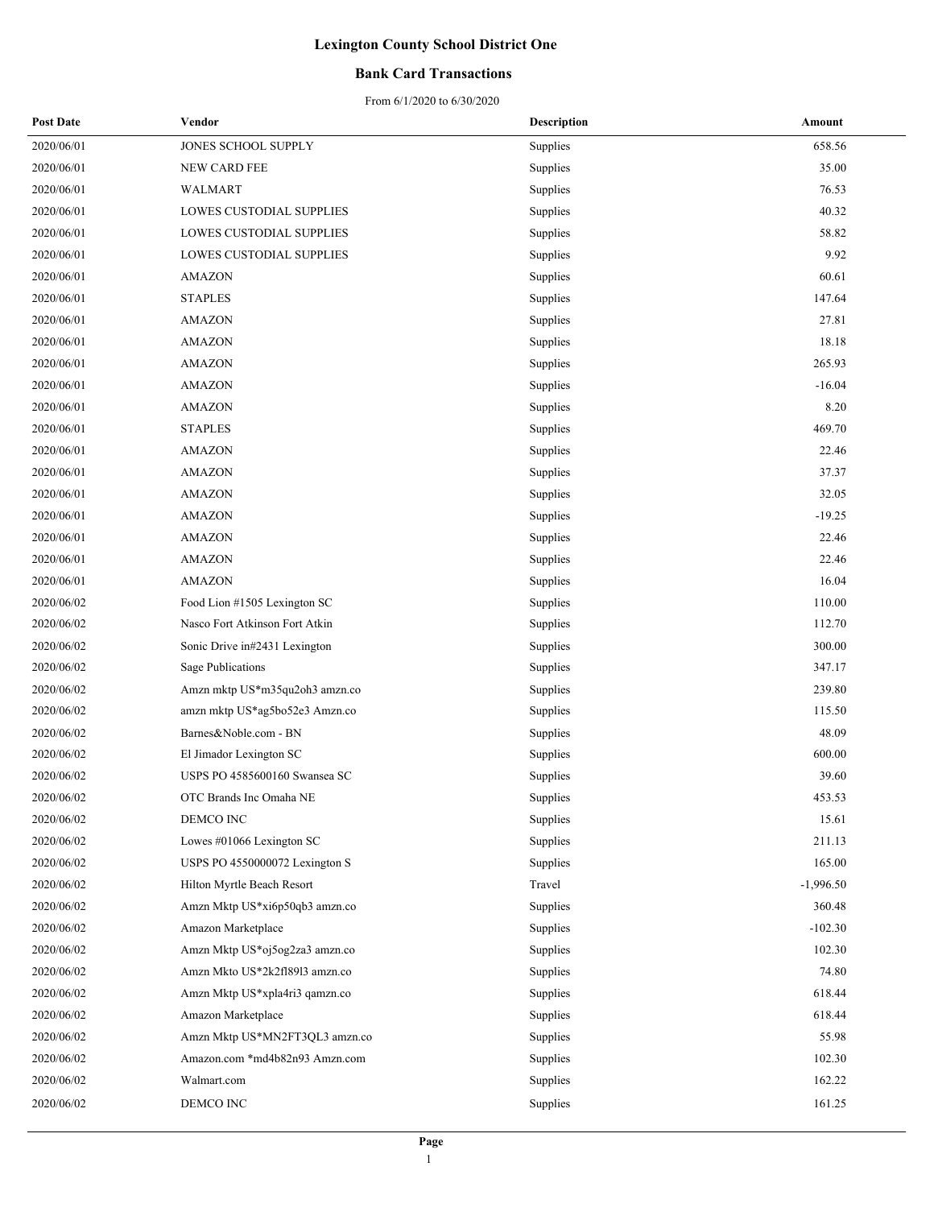# Lexington County School District One

## Bank Card Transactions

From 6/1/2020 to 6/30/2020

| Post Date | Vendor | Description | Amount |
|---|---|---|---|
| 2020/06/01 | JONES SCHOOL SUPPLY | Supplies | 658.56 |
| 2020/06/01 | NEW CARD FEE | Supplies | 35.00 |
| 2020/06/01 | WALMART | Supplies | 76.53 |
| 2020/06/01 | LOWES CUSTODIAL SUPPLIES | Supplies | 40.32 |
| 2020/06/01 | LOWES CUSTODIAL SUPPLIES | Supplies | 58.82 |
| 2020/06/01 | LOWES CUSTODIAL SUPPLIES | Supplies | 9.92 |
| 2020/06/01 | AMAZON | Supplies | 60.61 |
| 2020/06/01 | STAPLES | Supplies | 147.64 |
| 2020/06/01 | AMAZON | Supplies | 27.81 |
| 2020/06/01 | AMAZON | Supplies | 18.18 |
| 2020/06/01 | AMAZON | Supplies | 265.93 |
| 2020/06/01 | AMAZON | Supplies | -16.04 |
| 2020/06/01 | AMAZON | Supplies | 8.20 |
| 2020/06/01 | STAPLES | Supplies | 469.70 |
| 2020/06/01 | AMAZON | Supplies | 22.46 |
| 2020/06/01 | AMAZON | Supplies | 37.37 |
| 2020/06/01 | AMAZON | Supplies | 32.05 |
| 2020/06/01 | AMAZON | Supplies | -19.25 |
| 2020/06/01 | AMAZON | Supplies | 22.46 |
| 2020/06/01 | AMAZON | Supplies | 22.46 |
| 2020/06/01 | AMAZON | Supplies | 16.04 |
| 2020/06/02 | Food Lion #1505 Lexington SC | Supplies | 110.00 |
| 2020/06/02 | Nasco Fort Atkinson Fort Atkin | Supplies | 112.70 |
| 2020/06/02 | Sonic Drive in#2431 Lexington | Supplies | 300.00 |
| 2020/06/02 | Sage Publications | Supplies | 347.17 |
| 2020/06/02 | Amzn mktp US*m35qu2oh3 amzn.co | Supplies | 239.80 |
| 2020/06/02 | amzn mktp US*ag5bo52e3 Amzn.co | Supplies | 115.50 |
| 2020/06/02 | Barnes&Noble.com - BN | Supplies | 48.09 |
| 2020/06/02 | El Jimador Lexington SC | Supplies | 600.00 |
| 2020/06/02 | USPS PO 4585600160 Swansea SC | Supplies | 39.60 |
| 2020/06/02 | OTC Brands Inc Omaha NE | Supplies | 453.53 |
| 2020/06/02 | DEMCO INC | Supplies | 15.61 |
| 2020/06/02 | Lowes #01066 Lexington SC | Supplies | 211.13 |
| 2020/06/02 | USPS PO 4550000072 Lexington S | Supplies | 165.00 |
| 2020/06/02 | Hilton Myrtle Beach Resort | Travel | -1,996.50 |
| 2020/06/02 | Amzn Mktp US*xi6p50qb3 amzn.co | Supplies | 360.48 |
| 2020/06/02 | Amazon Marketplace | Supplies | -102.30 |
| 2020/06/02 | Amzn Mktp US*oj5og2za3 amzn.co | Supplies | 102.30 |
| 2020/06/02 | Amzn Mkto US*2k2fl89l3 amzn.co | Supplies | 74.80 |
| 2020/06/02 | Amzn Mktp US*xpla4ri3 qamzn.co | Supplies | 618.44 |
| 2020/06/02 | Amazon Marketplace | Supplies | 618.44 |
| 2020/06/02 | Amzn Mktp US*MN2FT3QL3 amzn.co | Supplies | 55.98 |
| 2020/06/02 | Amazon.com *md4b82n93 Amzn.com | Supplies | 102.30 |
| 2020/06/02 | Walmart.com | Supplies | 162.22 |
| 2020/06/02 | DEMCO INC | Supplies | 161.25 |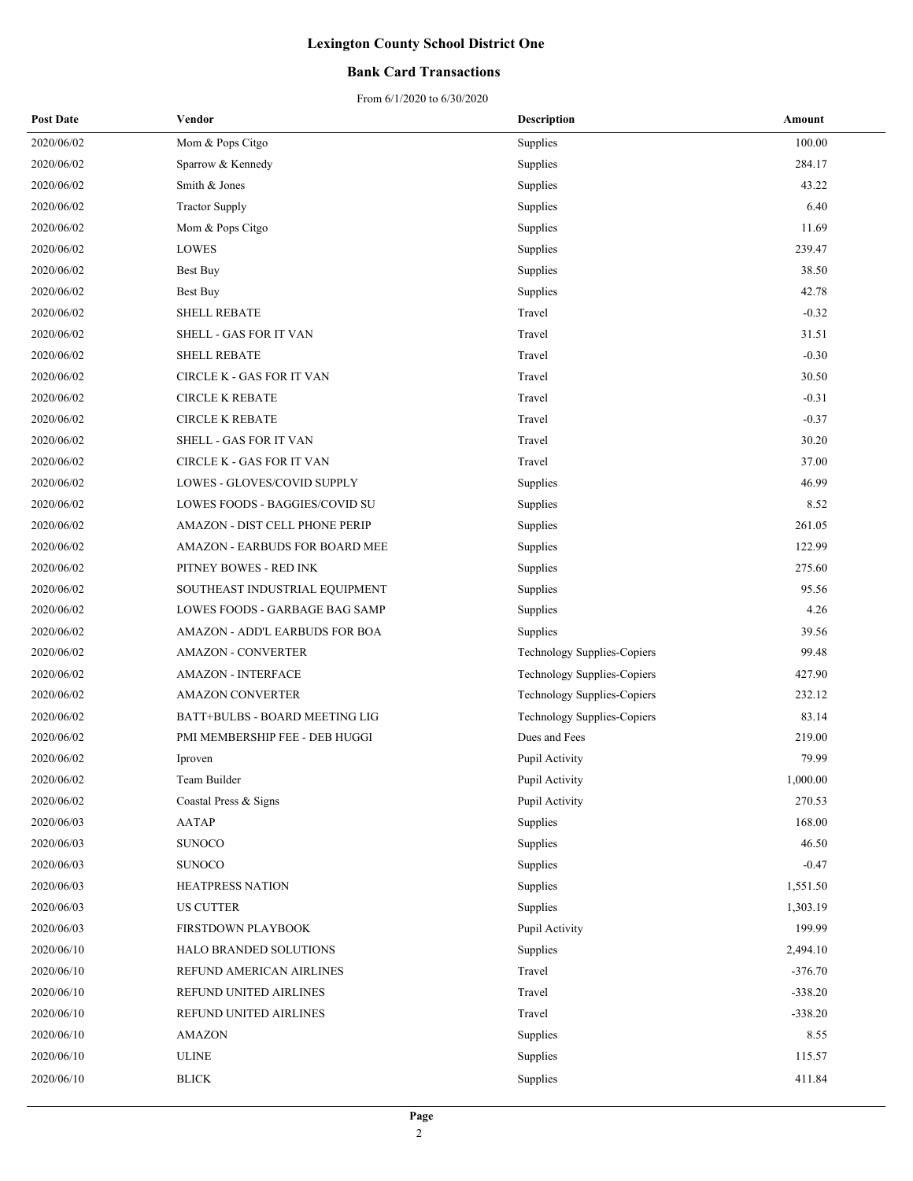# Lexington County School District One

## Bank Card Transactions

From 6/1/2020 to 6/30/2020

| Post Date | Vendor | Description | Amount |
|---|---|---|---|
| 2020/06/02 | Mom & Pops Citgo | Supplies | 100.00 |
| 2020/06/02 | Sparrow & Kennedy | Supplies | 284.17 |
| 2020/06/02 | Smith & Jones | Supplies | 43.22 |
| 2020/06/02 | Tractor Supply | Supplies | 6.40 |
| 2020/06/02 | Mom & Pops Citgo | Supplies | 11.69 |
| 2020/06/02 | LOWES | Supplies | 239.47 |
| 2020/06/02 | Best Buy | Supplies | 38.50 |
| 2020/06/02 | Best Buy | Supplies | 42.78 |
| 2020/06/02 | SHELL REBATE | Travel | -0.32 |
| 2020/06/02 | SHELL - GAS FOR IT VAN | Travel | 31.51 |
| 2020/06/02 | SHELL REBATE | Travel | -0.30 |
| 2020/06/02 | CIRCLE K - GAS FOR IT VAN | Travel | 30.50 |
| 2020/06/02 | CIRCLE K REBATE | Travel | -0.31 |
| 2020/06/02 | CIRCLE K REBATE | Travel | -0.37 |
| 2020/06/02 | SHELL - GAS FOR IT VAN | Travel | 30.20 |
| 2020/06/02 | CIRCLE K - GAS FOR IT VAN | Travel | 37.00 |
| 2020/06/02 | LOWES - GLOVES/COVID SUPPLY | Supplies | 46.99 |
| 2020/06/02 | LOWES FOODS - BAGGIES/COVID SU | Supplies | 8.52 |
| 2020/06/02 | AMAZON - DIST CELL PHONE PERIP | Supplies | 261.05 |
| 2020/06/02 | AMAZON - EARBUDS FOR BOARD MEE | Supplies | 122.99 |
| 2020/06/02 | PITNEY BOWES - RED INK | Supplies | 275.60 |
| 2020/06/02 | SOUTHEAST INDUSTRIAL EQUIPMENT | Supplies | 95.56 |
| 2020/06/02 | LOWES FOODS - GARBAGE BAG SAMP | Supplies | 4.26 |
| 2020/06/02 | AMAZON - ADD'L EARBUDS FOR BOA | Supplies | 39.56 |
| 2020/06/02 | AMAZON - CONVERTER | Technology Supplies-Copiers | 99.48 |
| 2020/06/02 | AMAZON - INTERFACE | Technology Supplies-Copiers | 427.90 |
| 2020/06/02 | AMAZON CONVERTER | Technology Supplies-Copiers | 232.12 |
| 2020/06/02 | BATT+BULBS - BOARD MEETING LIG | Technology Supplies-Copiers | 83.14 |
| 2020/06/02 | PMI MEMBERSHIP FEE - DEB HUGGI | Dues and Fees | 219.00 |
| 2020/06/02 | Iproven | Pupil Activity | 79.99 |
| 2020/06/02 | Team Builder | Pupil Activity | 1,000.00 |
| 2020/06/02 | Coastal Press & Signs | Pupil Activity | 270.53 |
| 2020/06/03 | AATAP | Supplies | 168.00 |
| 2020/06/03 | SUNOCO | Supplies | 46.50 |
| 2020/06/03 | SUNOCO | Supplies | -0.47 |
| 2020/06/03 | HEATPRESS NATION | Supplies | 1,551.50 |
| 2020/06/03 | US CUTTER | Supplies | 1,303.19 |
| 2020/06/03 | FIRSTDOWN PLAYBOOK | Pupil Activity | 199.99 |
| 2020/06/10 | HALO BRANDED SOLUTIONS | Supplies | 2,494.10 |
| 2020/06/10 | REFUND AMERICAN AIRLINES | Travel | -376.70 |
| 2020/06/10 | REFUND UNITED AIRLINES | Travel | -338.20 |
| 2020/06/10 | REFUND UNITED AIRLINES | Travel | -338.20 |
| 2020/06/10 | AMAZON | Supplies | 8.55 |
| 2020/06/10 | ULINE | Supplies | 115.57 |
| 2020/06/10 | BLICK | Supplies | 411.84 |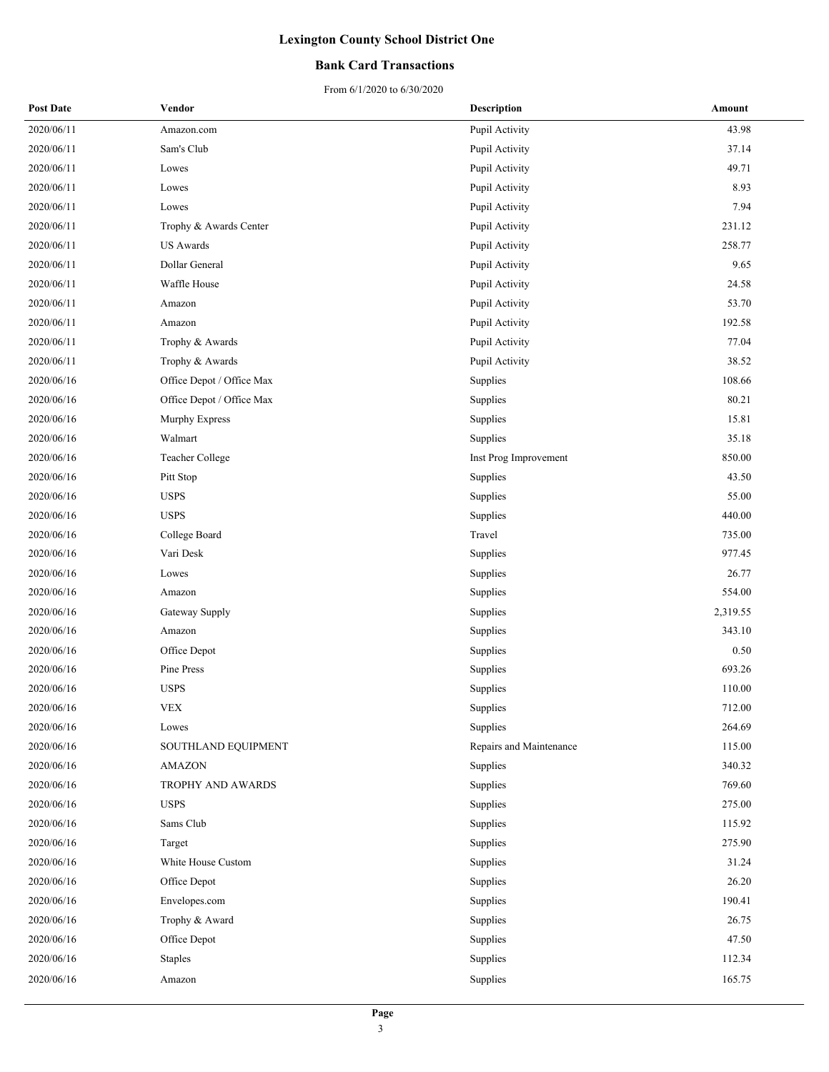# Lexington County School District One

## Bank Card Transactions

From 6/1/2020 to 6/30/2020

| Post Date | Vendor | Description | Amount |
|---|---|---|---|
| 2020/06/11 | Amazon.com | Pupil Activity | 43.98 |
| 2020/06/11 | Sam's Club | Pupil Activity | 37.14 |
| 2020/06/11 | Lowes | Pupil Activity | 49.71 |
| 2020/06/11 | Lowes | Pupil Activity | 8.93 |
| 2020/06/11 | Lowes | Pupil Activity | 7.94 |
| 2020/06/11 | Trophy & Awards Center | Pupil Activity | 231.12 |
| 2020/06/11 | US Awards | Pupil Activity | 258.77 |
| 2020/06/11 | Dollar General | Pupil Activity | 9.65 |
| 2020/06/11 | Waffle House | Pupil Activity | 24.58 |
| 2020/06/11 | Amazon | Pupil Activity | 53.70 |
| 2020/06/11 | Amazon | Pupil Activity | 192.58 |
| 2020/06/11 | Trophy & Awards | Pupil Activity | 77.04 |
| 2020/06/11 | Trophy & Awards | Pupil Activity | 38.52 |
| 2020/06/16 | Office Depot / Office Max | Supplies | 108.66 |
| 2020/06/16 | Office Depot / Office Max | Supplies | 80.21 |
| 2020/06/16 | Murphy Express | Supplies | 15.81 |
| 2020/06/16 | Walmart | Supplies | 35.18 |
| 2020/06/16 | Teacher College | Inst Prog Improvement | 850.00 |
| 2020/06/16 | Pitt Stop | Supplies | 43.50 |
| 2020/06/16 | USPS | Supplies | 55.00 |
| 2020/06/16 | USPS | Supplies | 440.00 |
| 2020/06/16 | College Board | Travel | 735.00 |
| 2020/06/16 | Vari Desk | Supplies | 977.45 |
| 2020/06/16 | Lowes | Supplies | 26.77 |
| 2020/06/16 | Amazon | Supplies | 554.00 |
| 2020/06/16 | Gateway Supply | Supplies | 2,319.55 |
| 2020/06/16 | Amazon | Supplies | 343.10 |
| 2020/06/16 | Office Depot | Supplies | 0.50 |
| 2020/06/16 | Pine Press | Supplies | 693.26 |
| 2020/06/16 | USPS | Supplies | 110.00 |
| 2020/06/16 | VEX | Supplies | 712.00 |
| 2020/06/16 | Lowes | Supplies | 264.69 |
| 2020/06/16 | SOUTHLAND EQUIPMENT | Repairs and Maintenance | 115.00 |
| 2020/06/16 | AMAZON | Supplies | 340.32 |
| 2020/06/16 | TROPHY AND AWARDS | Supplies | 769.60 |
| 2020/06/16 | USPS | Supplies | 275.00 |
| 2020/06/16 | Sams Club | Supplies | 115.92 |
| 2020/06/16 | Target | Supplies | 275.90 |
| 2020/06/16 | White House Custom | Supplies | 31.24 |
| 2020/06/16 | Office Depot | Supplies | 26.20 |
| 2020/06/16 | Envelopes.com | Supplies | 190.41 |
| 2020/06/16 | Trophy & Award | Supplies | 26.75 |
| 2020/06/16 | Office Depot | Supplies | 47.50 |
| 2020/06/16 | Staples | Supplies | 112.34 |
| 2020/06/16 | Amazon | Supplies | 165.75 |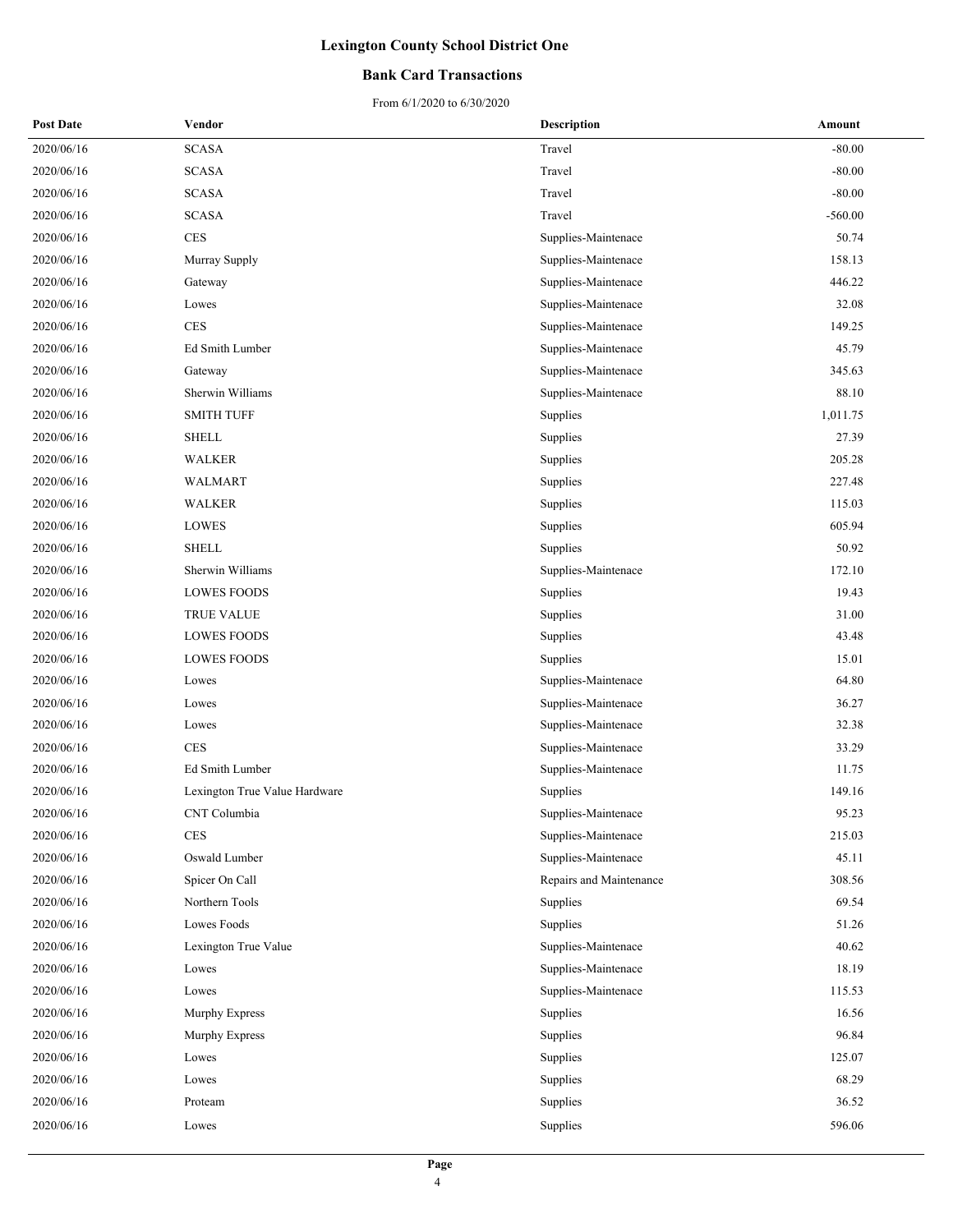# Lexington County School District One

## Bank Card Transactions

From 6/1/2020 to 6/30/2020

| Post Date | Vendor | Description | Amount |
|---|---|---|---|
| 2020/06/16 | SCASA | Travel | -80.00 |
| 2020/06/16 | SCASA | Travel | -80.00 |
| 2020/06/16 | SCASA | Travel | -80.00 |
| 2020/06/16 | SCASA | Travel | -560.00 |
| 2020/06/16 | CES | Supplies-Maintenace | 50.74 |
| 2020/06/16 | Murray Supply | Supplies-Maintenace | 158.13 |
| 2020/06/16 | Gateway | Supplies-Maintenace | 446.22 |
| 2020/06/16 | Lowes | Supplies-Maintenace | 32.08 |
| 2020/06/16 | CES | Supplies-Maintenace | 149.25 |
| 2020/06/16 | Ed Smith Lumber | Supplies-Maintenace | 45.79 |
| 2020/06/16 | Gateway | Supplies-Maintenace | 345.63 |
| 2020/06/16 | Sherwin Williams | Supplies-Maintenace | 88.10 |
| 2020/06/16 | SMITH TUFF | Supplies | 1,011.75 |
| 2020/06/16 | SHELL | Supplies | 27.39 |
| 2020/06/16 | WALKER | Supplies | 205.28 |
| 2020/06/16 | WALMART | Supplies | 227.48 |
| 2020/06/16 | WALKER | Supplies | 115.03 |
| 2020/06/16 | LOWES | Supplies | 605.94 |
| 2020/06/16 | SHELL | Supplies | 50.92 |
| 2020/06/16 | Sherwin Williams | Supplies-Maintenace | 172.10 |
| 2020/06/16 | LOWES FOODS | Supplies | 19.43 |
| 2020/06/16 | TRUE VALUE | Supplies | 31.00 |
| 2020/06/16 | LOWES FOODS | Supplies | 43.48 |
| 2020/06/16 | LOWES FOODS | Supplies | 15.01 |
| 2020/06/16 | Lowes | Supplies-Maintenace | 64.80 |
| 2020/06/16 | Lowes | Supplies-Maintenace | 36.27 |
| 2020/06/16 | Lowes | Supplies-Maintenace | 32.38 |
| 2020/06/16 | CES | Supplies-Maintenace | 33.29 |
| 2020/06/16 | Ed Smith Lumber | Supplies-Maintenace | 11.75 |
| 2020/06/16 | Lexington True Value Hardware | Supplies | 149.16 |
| 2020/06/16 | CNT Columbia | Supplies-Maintenace | 95.23 |
| 2020/06/16 | CES | Supplies-Maintenace | 215.03 |
| 2020/06/16 | Oswald Lumber | Supplies-Maintenace | 45.11 |
| 2020/06/16 | Spicer On Call | Repairs and Maintenance | 308.56 |
| 2020/06/16 | Northern Tools | Supplies | 69.54 |
| 2020/06/16 | Lowes Foods | Supplies | 51.26 |
| 2020/06/16 | Lexington True Value | Supplies-Maintenace | 40.62 |
| 2020/06/16 | Lowes | Supplies-Maintenace | 18.19 |
| 2020/06/16 | Lowes | Supplies-Maintenace | 115.53 |
| 2020/06/16 | Murphy Express | Supplies | 16.56 |
| 2020/06/16 | Murphy Express | Supplies | 96.84 |
| 2020/06/16 | Lowes | Supplies | 125.07 |
| 2020/06/16 | Lowes | Supplies | 68.29 |
| 2020/06/16 | Proteam | Supplies | 36.52 |
| 2020/06/16 | Lowes | Supplies | 596.06 |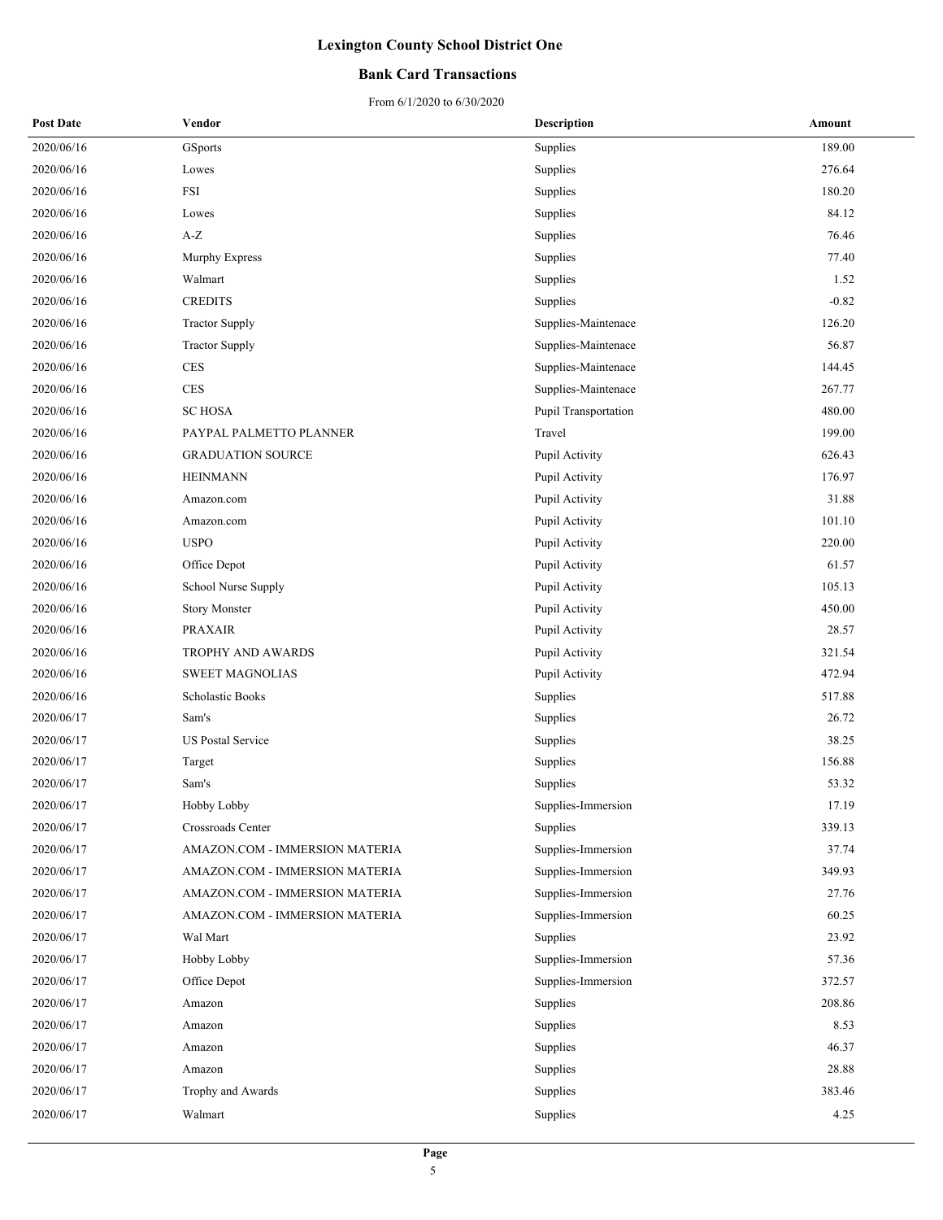# Lexington County School District One

## Bank Card Transactions

From 6/1/2020 to 6/30/2020

| Post Date | Vendor | Description | Amount |
|---|---|---|---|
| 2020/06/16 | GSports | Supplies | 189.00 |
| 2020/06/16 | Lowes | Supplies | 276.64 |
| 2020/06/16 | FSI | Supplies | 180.20 |
| 2020/06/16 | Lowes | Supplies | 84.12 |
| 2020/06/16 | A-Z | Supplies | 76.46 |
| 2020/06/16 | Murphy Express | Supplies | 77.40 |
| 2020/06/16 | Walmart | Supplies | 1.52 |
| 2020/06/16 | CREDITS | Supplies | -0.82 |
| 2020/06/16 | Tractor Supply | Supplies-Maintenace | 126.20 |
| 2020/06/16 | Tractor Supply | Supplies-Maintenace | 56.87 |
| 2020/06/16 | CES | Supplies-Maintenace | 144.45 |
| 2020/06/16 | CES | Supplies-Maintenace | 267.77 |
| 2020/06/16 | SC HOSA | Pupil Transportation | 480.00 |
| 2020/06/16 | PAYPAL PALMETTO PLANNER | Travel | 199.00 |
| 2020/06/16 | GRADUATION SOURCE | Pupil Activity | 626.43 |
| 2020/06/16 | HEINMANN | Pupil Activity | 176.97 |
| 2020/06/16 | Amazon.com | Pupil Activity | 31.88 |
| 2020/06/16 | Amazon.com | Pupil Activity | 101.10 |
| 2020/06/16 | USPO | Pupil Activity | 220.00 |
| 2020/06/16 | Office Depot | Pupil Activity | 61.57 |
| 2020/06/16 | School Nurse Supply | Pupil Activity | 105.13 |
| 2020/06/16 | Story Monster | Pupil Activity | 450.00 |
| 2020/06/16 | PRAXAIR | Pupil Activity | 28.57 |
| 2020/06/16 | TROPHY AND AWARDS | Pupil Activity | 321.54 |
| 2020/06/16 | SWEET MAGNOLIAS | Pupil Activity | 472.94 |
| 2020/06/16 | Scholastic Books | Supplies | 517.88 |
| 2020/06/17 | Sam's | Supplies | 26.72 |
| 2020/06/17 | US Postal Service | Supplies | 38.25 |
| 2020/06/17 | Target | Supplies | 156.88 |
| 2020/06/17 | Sam's | Supplies | 53.32 |
| 2020/06/17 | Hobby Lobby | Supplies-Immersion | 17.19 |
| 2020/06/17 | Crossroads Center | Supplies | 339.13 |
| 2020/06/17 | AMAZON.COM - IMMERSION MATERIA | Supplies-Immersion | 37.74 |
| 2020/06/17 | AMAZON.COM - IMMERSION MATERIA | Supplies-Immersion | 349.93 |
| 2020/06/17 | AMAZON.COM - IMMERSION MATERIA | Supplies-Immersion | 27.76 |
| 2020/06/17 | AMAZON.COM - IMMERSION MATERIA | Supplies-Immersion | 60.25 |
| 2020/06/17 | Wal Mart | Supplies | 23.92 |
| 2020/06/17 | Hobby Lobby | Supplies-Immersion | 57.36 |
| 2020/06/17 | Office Depot | Supplies-Immersion | 372.57 |
| 2020/06/17 | Amazon | Supplies | 208.86 |
| 2020/06/17 | Amazon | Supplies | 8.53 |
| 2020/06/17 | Amazon | Supplies | 46.37 |
| 2020/06/17 | Amazon | Supplies | 28.88 |
| 2020/06/17 | Trophy and Awards | Supplies | 383.46 |
| 2020/06/17 | Walmart | Supplies | 4.25 |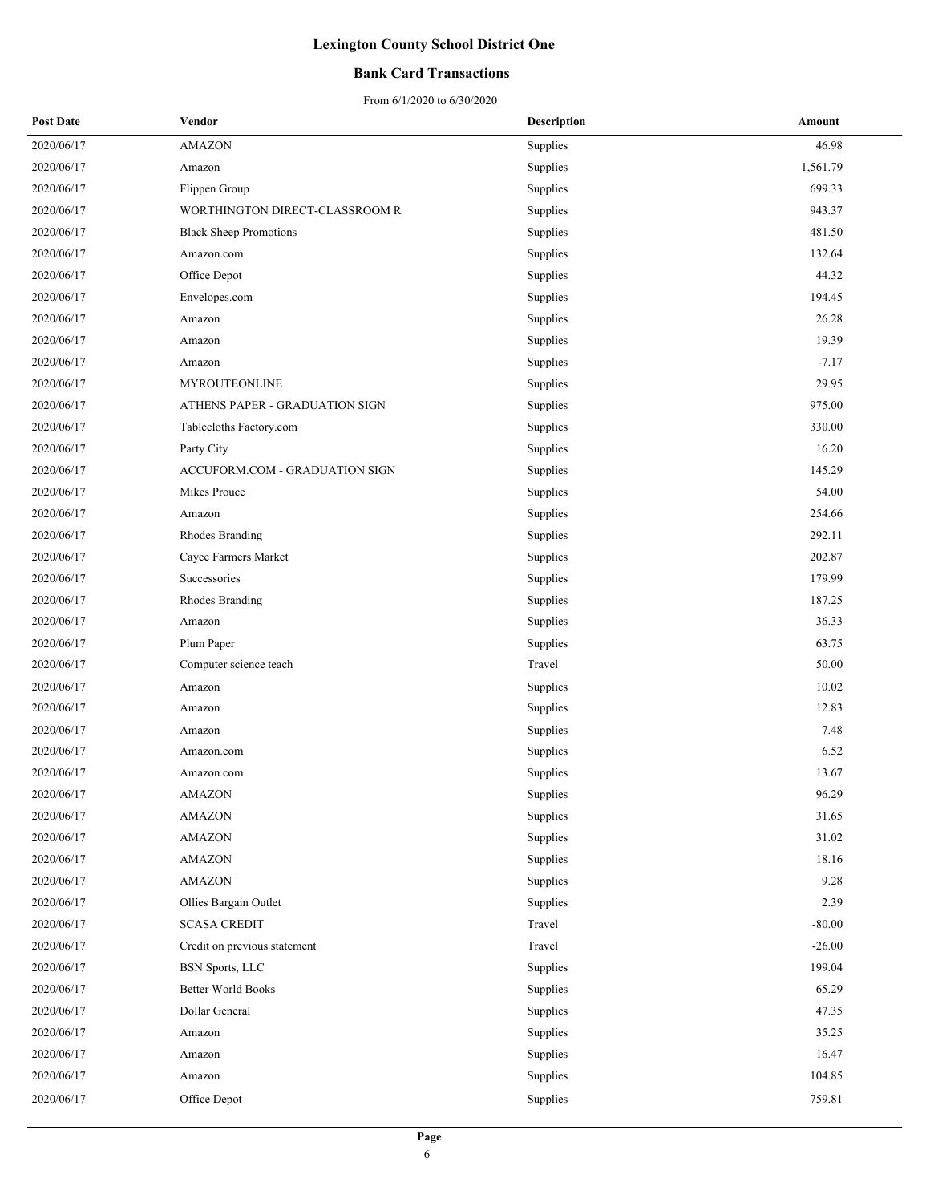# Lexington County School District One

## Bank Card Transactions

From 6/1/2020 to 6/30/2020

| Post Date | Vendor | Description | Amount |
|---|---|---|---|
| 2020/06/17 | AMAZON | Supplies | 46.98 |
| 2020/06/17 | Amazon | Supplies | 1,561.79 |
| 2020/06/17 | Flippen Group | Supplies | 699.33 |
| 2020/06/17 | WORTHINGTON DIRECT-CLASSROOM R | Supplies | 943.37 |
| 2020/06/17 | Black Sheep Promotions | Supplies | 481.50 |
| 2020/06/17 | Amazon.com | Supplies | 132.64 |
| 2020/06/17 | Office Depot | Supplies | 44.32 |
| 2020/06/17 | Envelopes.com | Supplies | 194.45 |
| 2020/06/17 | Amazon | Supplies | 26.28 |
| 2020/06/17 | Amazon | Supplies | 19.39 |
| 2020/06/17 | Amazon | Supplies | -7.17 |
| 2020/06/17 | MYROUTEONLINE | Supplies | 29.95 |
| 2020/06/17 | ATHENS PAPER - GRADUATION SIGN | Supplies | 975.00 |
| 2020/06/17 | Tablecloths Factory.com | Supplies | 330.00 |
| 2020/06/17 | Party City | Supplies | 16.20 |
| 2020/06/17 | ACCUFORM.COM - GRADUATION SIGN | Supplies | 145.29 |
| 2020/06/17 | Mikes Prouce | Supplies | 54.00 |
| 2020/06/17 | Amazon | Supplies | 254.66 |
| 2020/06/17 | Rhodes Branding | Supplies | 292.11 |
| 2020/06/17 | Cayce Farmers Market | Supplies | 202.87 |
| 2020/06/17 | Successories | Supplies | 179.99 |
| 2020/06/17 | Rhodes Branding | Supplies | 187.25 |
| 2020/06/17 | Amazon | Supplies | 36.33 |
| 2020/06/17 | Plum Paper | Supplies | 63.75 |
| 2020/06/17 | Computer science teach | Travel | 50.00 |
| 2020/06/17 | Amazon | Supplies | 10.02 |
| 2020/06/17 | Amazon | Supplies | 12.83 |
| 2020/06/17 | Amazon | Supplies | 7.48 |
| 2020/06/17 | Amazon.com | Supplies | 6.52 |
| 2020/06/17 | Amazon.com | Supplies | 13.67 |
| 2020/06/17 | AMAZON | Supplies | 96.29 |
| 2020/06/17 | AMAZON | Supplies | 31.65 |
| 2020/06/17 | AMAZON | Supplies | 31.02 |
| 2020/06/17 | AMAZON | Supplies | 18.16 |
| 2020/06/17 | AMAZON | Supplies | 9.28 |
| 2020/06/17 | Ollies Bargain Outlet | Supplies | 2.39 |
| 2020/06/17 | SCASA CREDIT | Travel | -80.00 |
| 2020/06/17 | Credit on previous statement | Travel | -26.00 |
| 2020/06/17 | BSN Sports, LLC | Supplies | 199.04 |
| 2020/06/17 | Better World Books | Supplies | 65.29 |
| 2020/06/17 | Dollar General | Supplies | 47.35 |
| 2020/06/17 | Amazon | Supplies | 35.25 |
| 2020/06/17 | Amazon | Supplies | 16.47 |
| 2020/06/17 | Amazon | Supplies | 104.85 |
| 2020/06/17 | Office Depot | Supplies | 759.81 |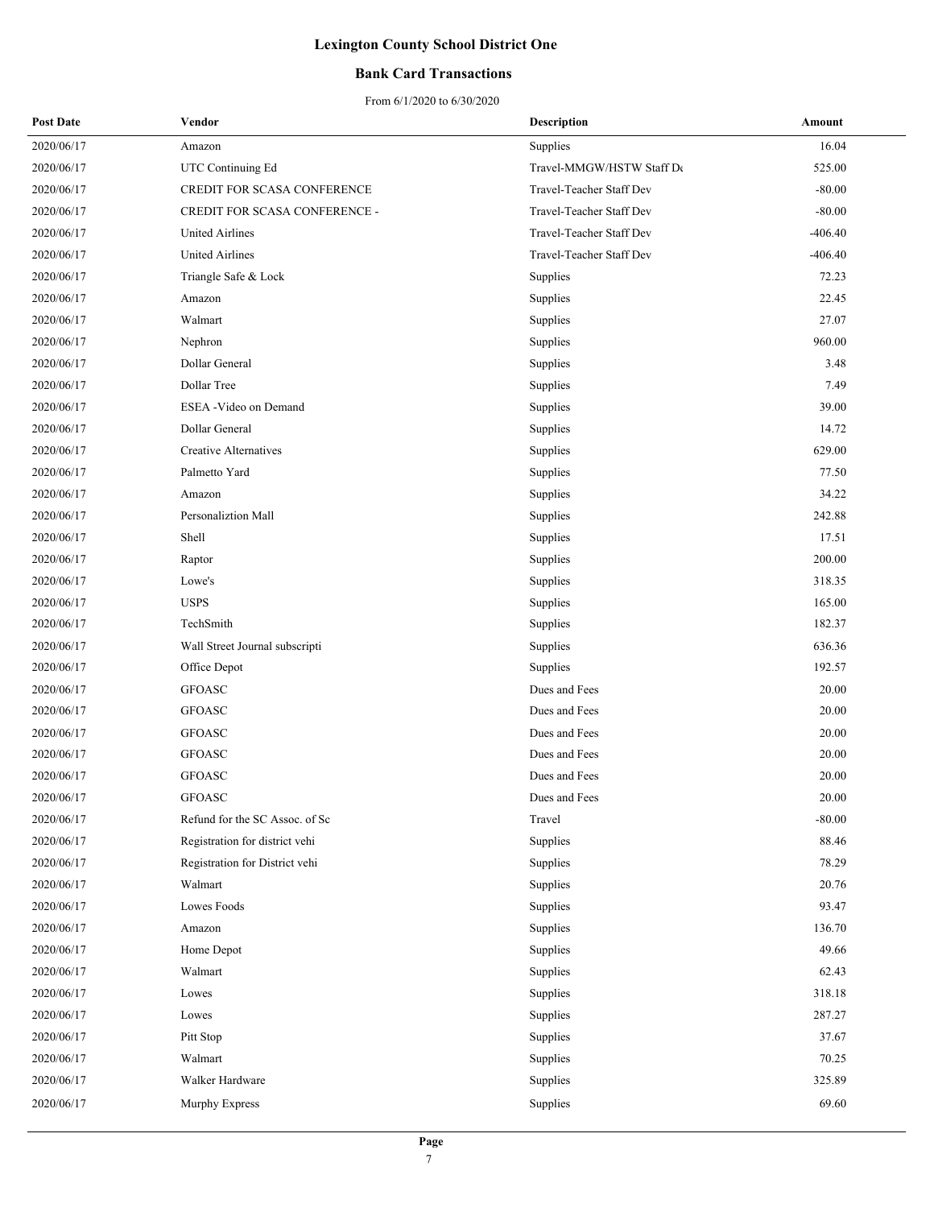# Lexington County School District One

## Bank Card Transactions

From 6/1/2020 to 6/30/2020

| Post Date | Vendor | Description | Amount |
| --- | --- | --- | --- |
| 2020/06/17 | Amazon | Supplies | 16.04 |
| 2020/06/17 | UTC Continuing Ed | Travel-MMGW/HSTW Staff De | 525.00 |
| 2020/06/17 | CREDIT FOR SCASA CONFERENCE | Travel-Teacher Staff Dev | -80.00 |
| 2020/06/17 | CREDIT FOR SCASA CONFERENCE - | Travel-Teacher Staff Dev | -80.00 |
| 2020/06/17 | United Airlines | Travel-Teacher Staff Dev | -406.40 |
| 2020/06/17 | United Airlines | Travel-Teacher Staff Dev | -406.40 |
| 2020/06/17 | Triangle Safe & Lock | Supplies | 72.23 |
| 2020/06/17 | Amazon | Supplies | 22.45 |
| 2020/06/17 | Walmart | Supplies | 27.07 |
| 2020/06/17 | Nephron | Supplies | 960.00 |
| 2020/06/17 | Dollar General | Supplies | 3.48 |
| 2020/06/17 | Dollar Tree | Supplies | 7.49 |
| 2020/06/17 | ESEA -Video on Demand | Supplies | 39.00 |
| 2020/06/17 | Dollar General | Supplies | 14.72 |
| 2020/06/17 | Creative Alternatives | Supplies | 629.00 |
| 2020/06/17 | Palmetto Yard | Supplies | 77.50 |
| 2020/06/17 | Amazon | Supplies | 34.22 |
| 2020/06/17 | Personaliztion Mall | Supplies | 242.88 |
| 2020/06/17 | Shell | Supplies | 17.51 |
| 2020/06/17 | Raptor | Supplies | 200.00 |
| 2020/06/17 | Lowe's | Supplies | 318.35 |
| 2020/06/17 | USPS | Supplies | 165.00 |
| 2020/06/17 | TechSmith | Supplies | 182.37 |
| 2020/06/17 | Wall Street Journal subscripti | Supplies | 636.36 |
| 2020/06/17 | Office Depot | Supplies | 192.57 |
| 2020/06/17 | GFOASC | Dues and Fees | 20.00 |
| 2020/06/17 | GFOASC | Dues and Fees | 20.00 |
| 2020/06/17 | GFOASC | Dues and Fees | 20.00 |
| 2020/06/17 | GFOASC | Dues and Fees | 20.00 |
| 2020/06/17 | GFOASC | Dues and Fees | 20.00 |
| 2020/06/17 | GFOASC | Dues and Fees | 20.00 |
| 2020/06/17 | Refund for the SC Assoc. of Sc | Travel | -80.00 |
| 2020/06/17 | Registration for district vehi | Supplies | 88.46 |
| 2020/06/17 | Registration for District vehi | Supplies | 78.29 |
| 2020/06/17 | Walmart | Supplies | 20.76 |
| 2020/06/17 | Lowes Foods | Supplies | 93.47 |
| 2020/06/17 | Amazon | Supplies | 136.70 |
| 2020/06/17 | Home Depot | Supplies | 49.66 |
| 2020/06/17 | Walmart | Supplies | 62.43 |
| 2020/06/17 | Lowes | Supplies | 318.18 |
| 2020/06/17 | Lowes | Supplies | 287.27 |
| 2020/06/17 | Pitt Stop | Supplies | 37.67 |
| 2020/06/17 | Walmart | Supplies | 70.25 |
| 2020/06/17 | Walker Hardware | Supplies | 325.89 |
| 2020/06/17 | Murphy Express | Supplies | 69.60 |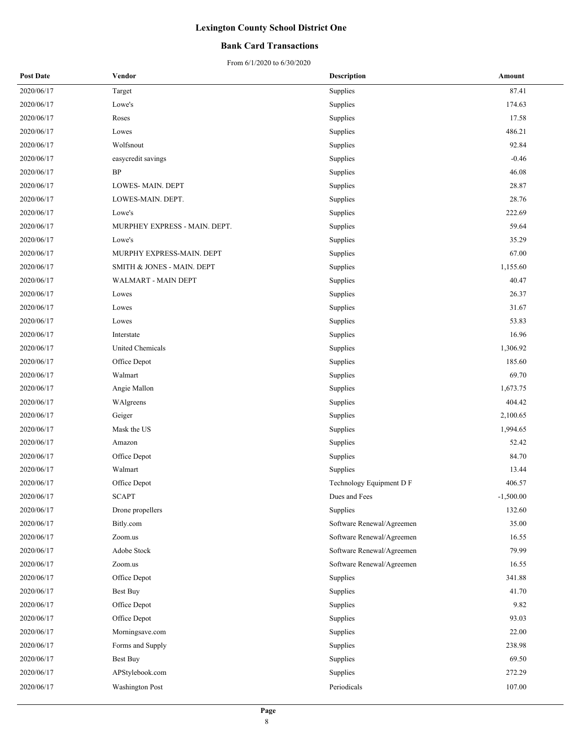# Lexington County School District One

## Bank Card Transactions

From 6/1/2020 to 6/30/2020

| Post Date | Vendor | Description | Amount |
|---|---|---|---|
| 2020/06/17 | Target | Supplies | 87.41 |
| 2020/06/17 | Lowe's | Supplies | 174.63 |
| 2020/06/17 | Roses | Supplies | 17.58 |
| 2020/06/17 | Lowes | Supplies | 486.21 |
| 2020/06/17 | Wolfsnout | Supplies | 92.84 |
| 2020/06/17 | easycredit savings | Supplies | -0.46 |
| 2020/06/17 | BP | Supplies | 46.08 |
| 2020/06/17 | LOWES- MAIN. DEPT | Supplies | 28.87 |
| 2020/06/17 | LOWES-MAIN. DEPT. | Supplies | 28.76 |
| 2020/06/17 | Lowe's | Supplies | 222.69 |
| 2020/06/17 | MURPHEY EXPRESS - MAIN. DEPT. | Supplies | 59.64 |
| 2020/06/17 | Lowe's | Supplies | 35.29 |
| 2020/06/17 | MURPHY EXPRESS-MAIN. DEPT | Supplies | 67.00 |
| 2020/06/17 | SMITH & JONES - MAIN. DEPT | Supplies | 1,155.60 |
| 2020/06/17 | WALMART - MAIN DEPT | Supplies | 40.47 |
| 2020/06/17 | Lowes | Supplies | 26.37 |
| 2020/06/17 | Lowes | Supplies | 31.67 |
| 2020/06/17 | Lowes | Supplies | 53.83 |
| 2020/06/17 | Interstate | Supplies | 16.96 |
| 2020/06/17 | United Chemicals | Supplies | 1,306.92 |
| 2020/06/17 | Office Depot | Supplies | 185.60 |
| 2020/06/17 | Walmart | Supplies | 69.70 |
| 2020/06/17 | Angie Mallon | Supplies | 1,673.75 |
| 2020/06/17 | WAlgreens | Supplies | 404.42 |
| 2020/06/17 | Geiger | Supplies | 2,100.65 |
| 2020/06/17 | Mask the US | Supplies | 1,994.65 |
| 2020/06/17 | Amazon | Supplies | 52.42 |
| 2020/06/17 | Office Depot | Supplies | 84.70 |
| 2020/06/17 | Walmart | Supplies | 13.44 |
| 2020/06/17 | Office Depot | Technology Equipment D F | 406.57 |
| 2020/06/17 | SCAPT | Dues and Fees | -1,500.00 |
| 2020/06/17 | Drone propellers | Supplies | 132.60 |
| 2020/06/17 | Bitly.com | Software Renewal/Agreemen | 35.00 |
| 2020/06/17 | Zoom.us | Software Renewal/Agreemen | 16.55 |
| 2020/06/17 | Adobe Stock | Software Renewal/Agreemen | 79.99 |
| 2020/06/17 | Zoom.us | Software Renewal/Agreemen | 16.55 |
| 2020/06/17 | Office Depot | Supplies | 341.88 |
| 2020/06/17 | Best Buy | Supplies | 41.70 |
| 2020/06/17 | Office Depot | Supplies | 9.82 |
| 2020/06/17 | Office Depot | Supplies | 93.03 |
| 2020/06/17 | Morningsave.com | Supplies | 22.00 |
| 2020/06/17 | Forms and Supply | Supplies | 238.98 |
| 2020/06/17 | Best Buy | Supplies | 69.50 |
| 2020/06/17 | APStylebook.com | Supplies | 272.29 |
| 2020/06/17 | Washington Post | Periodicals | 107.00 |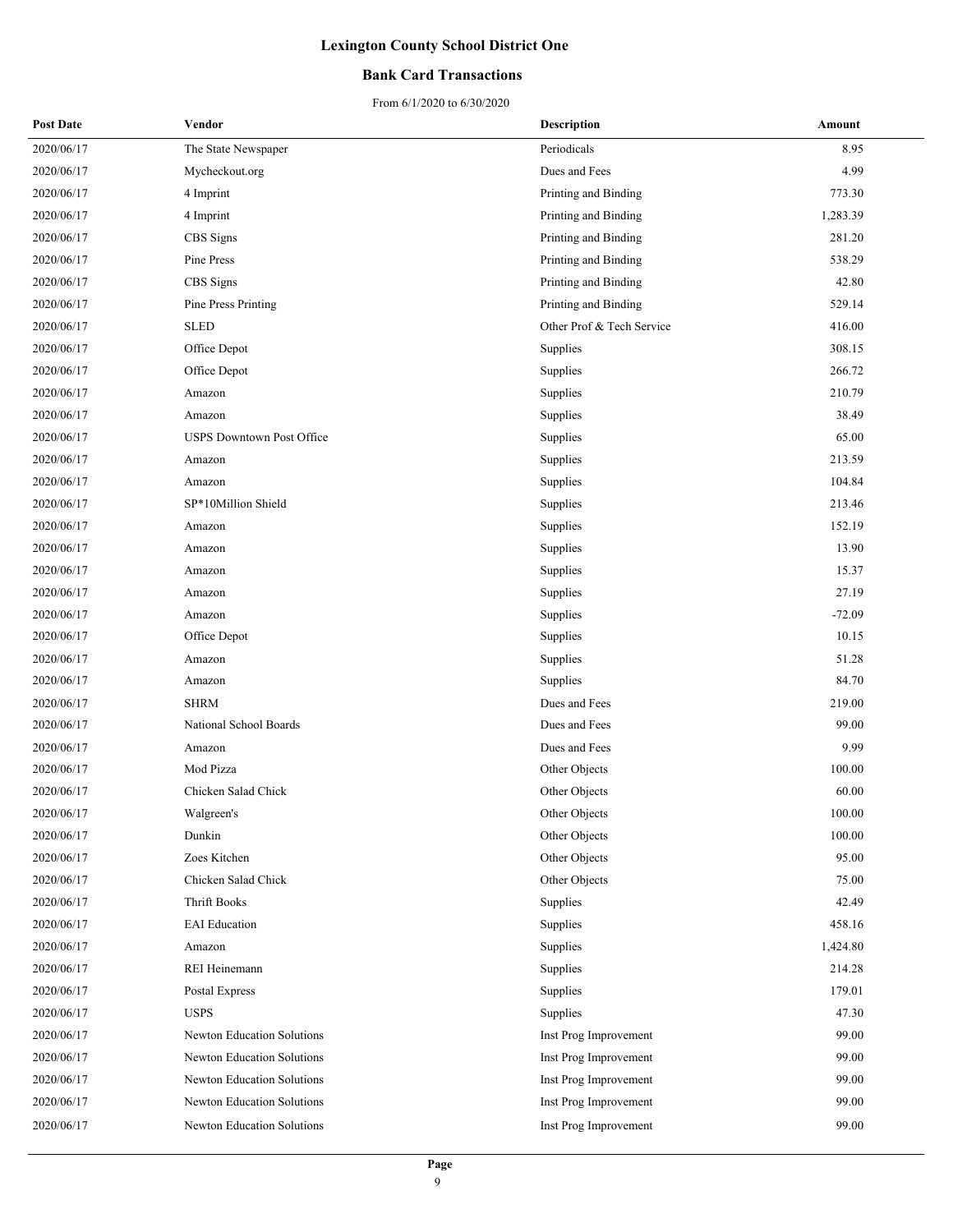# Lexington County School District One

## Bank Card Transactions

From 6/1/2020 to 6/30/2020

| Post Date | Vendor | Description | Amount |
|---|---|---|---|
| 2020/06/17 | The State Newspaper | Periodicals | 8.95 |
| 2020/06/17 | Mycheckout.org | Dues and Fees | 4.99 |
| 2020/06/17 | 4 Imprint | Printing and Binding | 773.30 |
| 2020/06/17 | 4 Imprint | Printing and Binding | 1,283.39 |
| 2020/06/17 | CBS Signs | Printing and Binding | 281.20 |
| 2020/06/17 | Pine Press | Printing and Binding | 538.29 |
| 2020/06/17 | CBS Signs | Printing and Binding | 42.80 |
| 2020/06/17 | Pine Press Printing | Printing and Binding | 529.14 |
| 2020/06/17 | SLED | Other Prof & Tech Service | 416.00 |
| 2020/06/17 | Office Depot | Supplies | 308.15 |
| 2020/06/17 | Office Depot | Supplies | 266.72 |
| 2020/06/17 | Amazon | Supplies | 210.79 |
| 2020/06/17 | Amazon | Supplies | 38.49 |
| 2020/06/17 | USPS Downtown Post Office | Supplies | 65.00 |
| 2020/06/17 | Amazon | Supplies | 213.59 |
| 2020/06/17 | Amazon | Supplies | 104.84 |
| 2020/06/17 | SP*10Million Shield | Supplies | 213.46 |
| 2020/06/17 | Amazon | Supplies | 152.19 |
| 2020/06/17 | Amazon | Supplies | 13.90 |
| 2020/06/17 | Amazon | Supplies | 15.37 |
| 2020/06/17 | Amazon | Supplies | 27.19 |
| 2020/06/17 | Amazon | Supplies | -72.09 |
| 2020/06/17 | Office Depot | Supplies | 10.15 |
| 2020/06/17 | Amazon | Supplies | 51.28 |
| 2020/06/17 | Amazon | Supplies | 84.70 |
| 2020/06/17 | SHRM | Dues and Fees | 219.00 |
| 2020/06/17 | National School Boards | Dues and Fees | 99.00 |
| 2020/06/17 | Amazon | Dues and Fees | 9.99 |
| 2020/06/17 | Mod Pizza | Other Objects | 100.00 |
| 2020/06/17 | Chicken Salad Chick | Other Objects | 60.00 |
| 2020/06/17 | Walgreen's | Other Objects | 100.00 |
| 2020/06/17 | Dunkin | Other Objects | 100.00 |
| 2020/06/17 | Zoes Kitchen | Other Objects | 95.00 |
| 2020/06/17 | Chicken Salad Chick | Other Objects | 75.00 |
| 2020/06/17 | Thrift Books | Supplies | 42.49 |
| 2020/06/17 | EAI Education | Supplies | 458.16 |
| 2020/06/17 | Amazon | Supplies | 1,424.80 |
| 2020/06/17 | REI Heinemann | Supplies | 214.28 |
| 2020/06/17 | Postal Express | Supplies | 179.01 |
| 2020/06/17 | USPS | Supplies | 47.30 |
| 2020/06/17 | Newton Education Solutions | Inst Prog Improvement | 99.00 |
| 2020/06/17 | Newton Education Solutions | Inst Prog Improvement | 99.00 |
| 2020/06/17 | Newton Education Solutions | Inst Prog Improvement | 99.00 |
| 2020/06/17 | Newton Education Solutions | Inst Prog Improvement | 99.00 |
| 2020/06/17 | Newton Education Solutions | Inst Prog Improvement | 99.00 |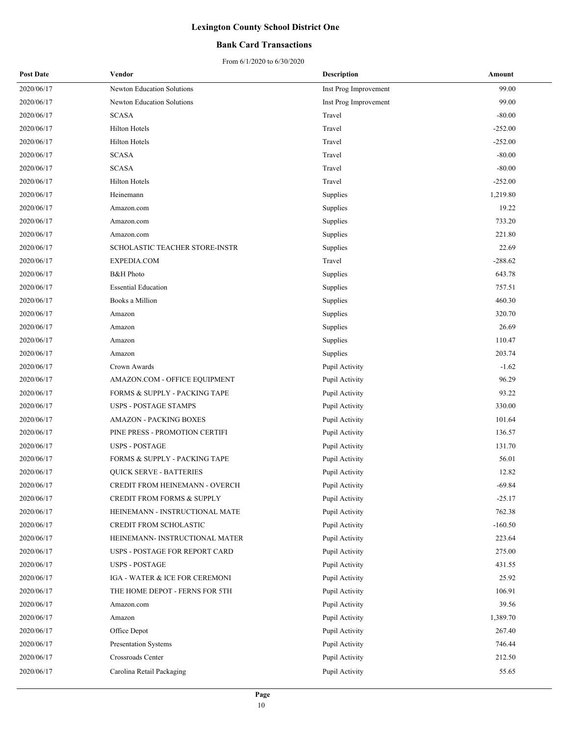# Lexington County School District One

## Bank Card Transactions

From 6/1/2020 to 6/30/2020

| Post Date | Vendor | Description | Amount |
|---|---|---|---|
| 2020/06/17 | Newton Education Solutions | Inst Prog Improvement | 99.00 |
| 2020/06/17 | Newton Education Solutions | Inst Prog Improvement | 99.00 |
| 2020/06/17 | SCASA | Travel | -80.00 |
| 2020/06/17 | Hilton Hotels | Travel | -252.00 |
| 2020/06/17 | Hilton Hotels | Travel | -252.00 |
| 2020/06/17 | SCASA | Travel | -80.00 |
| 2020/06/17 | SCASA | Travel | -80.00 |
| 2020/06/17 | Hilton Hotels | Travel | -252.00 |
| 2020/06/17 | Heinemann | Supplies | 1,219.80 |
| 2020/06/17 | Amazon.com | Supplies | 19.22 |
| 2020/06/17 | Amazon.com | Supplies | 733.20 |
| 2020/06/17 | Amazon.com | Supplies | 221.80 |
| 2020/06/17 | SCHOLASTIC TEACHER STORE-INSTR | Supplies | 22.69 |
| 2020/06/17 | EXPEDIA.COM | Travel | -288.62 |
| 2020/06/17 | B&H Photo | Supplies | 643.78 |
| 2020/06/17 | Essential Education | Supplies | 757.51 |
| 2020/06/17 | Books a Million | Supplies | 460.30 |
| 2020/06/17 | Amazon | Supplies | 320.70 |
| 2020/06/17 | Amazon | Supplies | 26.69 |
| 2020/06/17 | Amazon | Supplies | 110.47 |
| 2020/06/17 | Amazon | Supplies | 203.74 |
| 2020/06/17 | Crown Awards | Pupil Activity | -1.62 |
| 2020/06/17 | AMAZON.COM - OFFICE EQUIPMENT | Pupil Activity | 96.29 |
| 2020/06/17 | FORMS & SUPPLY - PACKING TAPE | Pupil Activity | 93.22 |
| 2020/06/17 | USPS - POSTAGE STAMPS | Pupil Activity | 330.00 |
| 2020/06/17 | AMAZON - PACKING BOXES | Pupil Activity | 101.64 |
| 2020/06/17 | PINE PRESS - PROMOTION CERTIFI | Pupil Activity | 136.57 |
| 2020/06/17 | USPS - POSTAGE | Pupil Activity | 131.70 |
| 2020/06/17 | FORMS & SUPPLY - PACKING TAPE | Pupil Activity | 56.01 |
| 2020/06/17 | QUICK SERVE - BATTERIES | Pupil Activity | 12.82 |
| 2020/06/17 | CREDIT FROM HEINEMANN - OVERCH | Pupil Activity | -69.84 |
| 2020/06/17 | CREDIT FROM FORMS & SUPPLY | Pupil Activity | -25.17 |
| 2020/06/17 | HEINEMANN - INSTRUCTIONAL MATE | Pupil Activity | 762.38 |
| 2020/06/17 | CREDIT FROM SCHOLASTIC | Pupil Activity | -160.50 |
| 2020/06/17 | HEINEMANN- INSTRUCTIONAL MATER | Pupil Activity | 223.64 |
| 2020/06/17 | USPS - POSTAGE FOR REPORT CARD | Pupil Activity | 275.00 |
| 2020/06/17 | USPS - POSTAGE | Pupil Activity | 431.55 |
| 2020/06/17 | IGA - WATER & ICE FOR CEREMONI | Pupil Activity | 25.92 |
| 2020/06/17 | THE HOME DEPOT - FERNS FOR 5TH | Pupil Activity | 106.91 |
| 2020/06/17 | Amazon.com | Pupil Activity | 39.56 |
| 2020/06/17 | Amazon | Pupil Activity | 1,389.70 |
| 2020/06/17 | Office Depot | Pupil Activity | 267.40 |
| 2020/06/17 | Presentation Systems | Pupil Activity | 746.44 |
| 2020/06/17 | Crossroads Center | Pupil Activity | 212.50 |
| 2020/06/17 | Carolina Retail Packaging | Pupil Activity | 55.65 |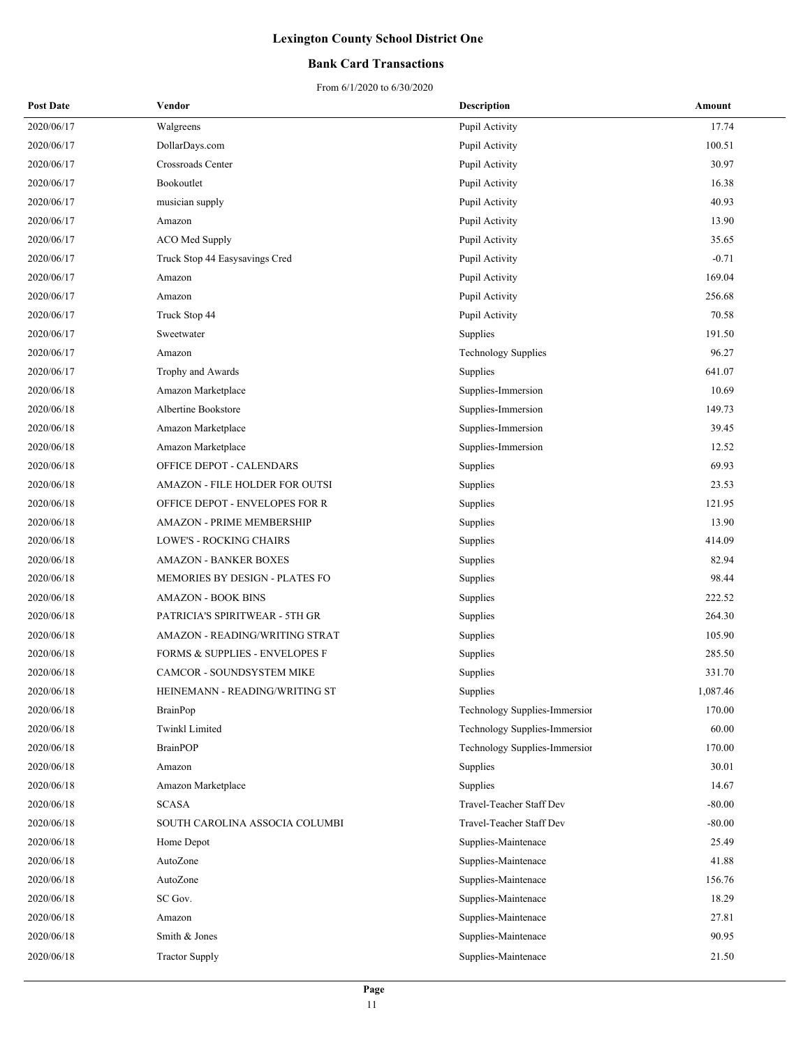# Lexington County School District One

## Bank Card Transactions

From 6/1/2020 to 6/30/2020

| Post Date | Vendor | Description | Amount |
|---|---|---|---|
| 2020/06/17 | Walgreens | Pupil Activity | 17.74 |
| 2020/06/17 | DollarDays.com | Pupil Activity | 100.51 |
| 2020/06/17 | Crossroads Center | Pupil Activity | 30.97 |
| 2020/06/17 | Bookoutlet | Pupil Activity | 16.38 |
| 2020/06/17 | musician supply | Pupil Activity | 40.93 |
| 2020/06/17 | Amazon | Pupil Activity | 13.90 |
| 2020/06/17 | ACO Med Supply | Pupil Activity | 35.65 |
| 2020/06/17 | Truck Stop 44 Easysavings Cred | Pupil Activity | -0.71 |
| 2020/06/17 | Amazon | Pupil Activity | 169.04 |
| 2020/06/17 | Amazon | Pupil Activity | 256.68 |
| 2020/06/17 | Truck Stop 44 | Pupil Activity | 70.58 |
| 2020/06/17 | Sweetwater | Supplies | 191.50 |
| 2020/06/17 | Amazon | Technology Supplies | 96.27 |
| 2020/06/17 | Trophy and Awards | Supplies | 641.07 |
| 2020/06/18 | Amazon Marketplace | Supplies-Immersion | 10.69 |
| 2020/06/18 | Albertine Bookstore | Supplies-Immersion | 149.73 |
| 2020/06/18 | Amazon Marketplace | Supplies-Immersion | 39.45 |
| 2020/06/18 | Amazon Marketplace | Supplies-Immersion | 12.52 |
| 2020/06/18 | OFFICE DEPOT - CALENDARS | Supplies | 69.93 |
| 2020/06/18 | AMAZON - FILE HOLDER FOR OUTSI | Supplies | 23.53 |
| 2020/06/18 | OFFICE DEPOT - ENVELOPES FOR R | Supplies | 121.95 |
| 2020/06/18 | AMAZON - PRIME MEMBERSHIP | Supplies | 13.90 |
| 2020/06/18 | LOWE'S - ROCKING CHAIRS | Supplies | 414.09 |
| 2020/06/18 | AMAZON - BANKER BOXES | Supplies | 82.94 |
| 2020/06/18 | MEMORIES BY DESIGN - PLATES FO | Supplies | 98.44 |
| 2020/06/18 | AMAZON - BOOK BINS | Supplies | 222.52 |
| 2020/06/18 | PATRICIA'S SPIRITWEAR - 5TH GR | Supplies | 264.30 |
| 2020/06/18 | AMAZON - READING/WRITING STRAT | Supplies | 105.90 |
| 2020/06/18 | FORMS & SUPPLIES - ENVELOPES F | Supplies | 285.50 |
| 2020/06/18 | CAMCOR - SOUNDSYSTEM MIKE | Supplies | 331.70 |
| 2020/06/18 | HEINEMANN - READING/WRITING ST | Supplies | 1,087.46 |
| 2020/06/18 | BrainPop | Technology Supplies-Immersior | 170.00 |
| 2020/06/18 | Twinkl Limited | Technology Supplies-Immersior | 60.00 |
| 2020/06/18 | BrainPOP | Technology Supplies-Immersior | 170.00 |
| 2020/06/18 | Amazon | Supplies | 30.01 |
| 2020/06/18 | Amazon Marketplace | Supplies | 14.67 |
| 2020/06/18 | SCASA | Travel-Teacher Staff Dev | -80.00 |
| 2020/06/18 | SOUTH CAROLINA ASSOCIA COLUMBI | Travel-Teacher Staff Dev | -80.00 |
| 2020/06/18 | Home Depot | Supplies-Maintenace | 25.49 |
| 2020/06/18 | AutoZone | Supplies-Maintenace | 41.88 |
| 2020/06/18 | AutoZone | Supplies-Maintenace | 156.76 |
| 2020/06/18 | SC Gov. | Supplies-Maintenace | 18.29 |
| 2020/06/18 | Amazon | Supplies-Maintenace | 27.81 |
| 2020/06/18 | Smith & Jones | Supplies-Maintenace | 90.95 |
| 2020/06/18 | Tractor Supply | Supplies-Maintenace | 21.50 |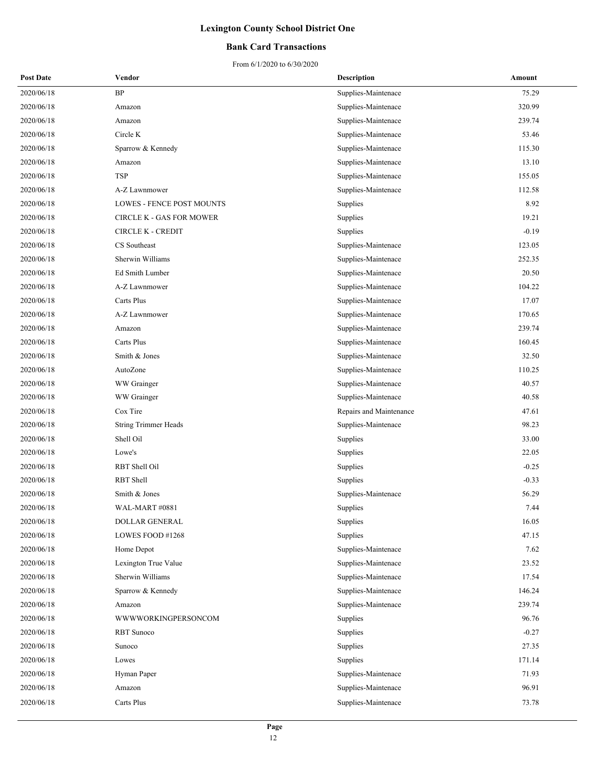# Lexington County School District One

## Bank Card Transactions

From 6/1/2020 to 6/30/2020

| Post Date | Vendor | Description | Amount |
|---|---|---|---|
| 2020/06/18 | BP | Supplies-Maintenace | 75.29 |
| 2020/06/18 | Amazon | Supplies-Maintenace | 320.99 |
| 2020/06/18 | Amazon | Supplies-Maintenace | 239.74 |
| 2020/06/18 | Circle K | Supplies-Maintenace | 53.46 |
| 2020/06/18 | Sparrow & Kennedy | Supplies-Maintenace | 115.30 |
| 2020/06/18 | Amazon | Supplies-Maintenace | 13.10 |
| 2020/06/18 | TSP | Supplies-Maintenace | 155.05 |
| 2020/06/18 | A-Z Lawnmower | Supplies-Maintenace | 112.58 |
| 2020/06/18 | LOWES - FENCE POST MOUNTS | Supplies | 8.92 |
| 2020/06/18 | CIRCLE K - GAS FOR MOWER | Supplies | 19.21 |
| 2020/06/18 | CIRCLE K - CREDIT | Supplies | -0.19 |
| 2020/06/18 | CS Southeast | Supplies-Maintenace | 123.05 |
| 2020/06/18 | Sherwin Williams | Supplies-Maintenace | 252.35 |
| 2020/06/18 | Ed Smith Lumber | Supplies-Maintenace | 20.50 |
| 2020/06/18 | A-Z Lawnmower | Supplies-Maintenace | 104.22 |
| 2020/06/18 | Carts Plus | Supplies-Maintenace | 17.07 |
| 2020/06/18 | A-Z Lawnmower | Supplies-Maintenace | 170.65 |
| 2020/06/18 | Amazon | Supplies-Maintenace | 239.74 |
| 2020/06/18 | Carts Plus | Supplies-Maintenace | 160.45 |
| 2020/06/18 | Smith & Jones | Supplies-Maintenace | 32.50 |
| 2020/06/18 | AutoZone | Supplies-Maintenace | 110.25 |
| 2020/06/18 | WW Grainger | Supplies-Maintenace | 40.57 |
| 2020/06/18 | WW Grainger | Supplies-Maintenace | 40.58 |
| 2020/06/18 | Cox Tire | Repairs and Maintenance | 47.61 |
| 2020/06/18 | String Trimmer Heads | Supplies-Maintenace | 98.23 |
| 2020/06/18 | Shell Oil | Supplies | 33.00 |
| 2020/06/18 | Lowe's | Supplies | 22.05 |
| 2020/06/18 | RBT Shell Oil | Supplies | -0.25 |
| 2020/06/18 | RBT Shell | Supplies | -0.33 |
| 2020/06/18 | Smith & Jones | Supplies-Maintenace | 56.29 |
| 2020/06/18 | WAL-MART #0881 | Supplies | 7.44 |
| 2020/06/18 | DOLLAR GENERAL | Supplies | 16.05 |
| 2020/06/18 | LOWES FOOD #1268 | Supplies | 47.15 |
| 2020/06/18 | Home Depot | Supplies-Maintenace | 7.62 |
| 2020/06/18 | Lexington True Value | Supplies-Maintenace | 23.52 |
| 2020/06/18 | Sherwin Williams | Supplies-Maintenace | 17.54 |
| 2020/06/18 | Sparrow & Kennedy | Supplies-Maintenace | 146.24 |
| 2020/06/18 | Amazon | Supplies-Maintenace | 239.74 |
| 2020/06/18 | WWWWORKINGPERSONCOM | Supplies | 96.76 |
| 2020/06/18 | RBT Sunoco | Supplies | -0.27 |
| 2020/06/18 | Sunoco | Supplies | 27.35 |
| 2020/06/18 | Lowes | Supplies | 171.14 |
| 2020/06/18 | Hyman Paper | Supplies-Maintenace | 71.93 |
| 2020/06/18 | Amazon | Supplies-Maintenace | 96.91 |
| 2020/06/18 | Carts Plus | Supplies-Maintenace | 73.78 |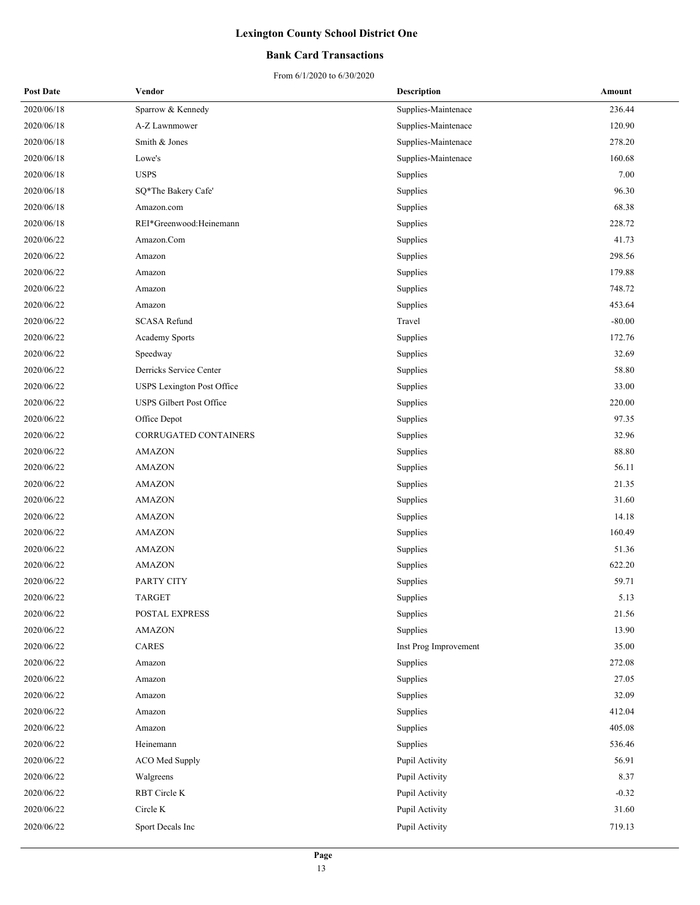# Lexington County School District One

## Bank Card Transactions

From 6/1/2020 to 6/30/2020

| Post Date | Vendor | Description | Amount |
|---|---|---|---|
| 2020/06/18 | Sparrow & Kennedy | Supplies-Maintenace | 236.44 |
| 2020/06/18 | A-Z Lawnmower | Supplies-Maintenace | 120.90 |
| 2020/06/18 | Smith & Jones | Supplies-Maintenace | 278.20 |
| 2020/06/18 | Lowe's | Supplies-Maintenace | 160.68 |
| 2020/06/18 | USPS | Supplies | 7.00 |
| 2020/06/18 | SQ*The Bakery Cafe' | Supplies | 96.30 |
| 2020/06/18 | Amazon.com | Supplies | 68.38 |
| 2020/06/18 | REI*Greenwood:Heinemann | Supplies | 228.72 |
| 2020/06/22 | Amazon.Com | Supplies | 41.73 |
| 2020/06/22 | Amazon | Supplies | 298.56 |
| 2020/06/22 | Amazon | Supplies | 179.88 |
| 2020/06/22 | Amazon | Supplies | 748.72 |
| 2020/06/22 | Amazon | Supplies | 453.64 |
| 2020/06/22 | SCASA Refund | Travel | -80.00 |
| 2020/06/22 | Academy Sports | Supplies | 172.76 |
| 2020/06/22 | Speedway | Supplies | 32.69 |
| 2020/06/22 | Derricks Service Center | Supplies | 58.80 |
| 2020/06/22 | USPS Lexington Post Office | Supplies | 33.00 |
| 2020/06/22 | USPS Gilbert Post Office | Supplies | 220.00 |
| 2020/06/22 | Office Depot | Supplies | 97.35 |
| 2020/06/22 | CORRUGATED CONTAINERS | Supplies | 32.96 |
| 2020/06/22 | AMAZON | Supplies | 88.80 |
| 2020/06/22 | AMAZON | Supplies | 56.11 |
| 2020/06/22 | AMAZON | Supplies | 21.35 |
| 2020/06/22 | AMAZON | Supplies | 31.60 |
| 2020/06/22 | AMAZON | Supplies | 14.18 |
| 2020/06/22 | AMAZON | Supplies | 160.49 |
| 2020/06/22 | AMAZON | Supplies | 51.36 |
| 2020/06/22 | AMAZON | Supplies | 622.20 |
| 2020/06/22 | PARTY CITY | Supplies | 59.71 |
| 2020/06/22 | TARGET | Supplies | 5.13 |
| 2020/06/22 | POSTAL EXPRESS | Supplies | 21.56 |
| 2020/06/22 | AMAZON | Supplies | 13.90 |
| 2020/06/22 | CARES | Inst Prog Improvement | 35.00 |
| 2020/06/22 | Amazon | Supplies | 272.08 |
| 2020/06/22 | Amazon | Supplies | 27.05 |
| 2020/06/22 | Amazon | Supplies | 32.09 |
| 2020/06/22 | Amazon | Supplies | 412.04 |
| 2020/06/22 | Amazon | Supplies | 405.08 |
| 2020/06/22 | Heinemann | Supplies | 536.46 |
| 2020/06/22 | ACO Med Supply | Pupil Activity | 56.91 |
| 2020/06/22 | Walgreens | Pupil Activity | 8.37 |
| 2020/06/22 | RBT Circle K | Pupil Activity | -0.32 |
| 2020/06/22 | Circle K | Pupil Activity | 31.60 |
| 2020/06/22 | Sport Decals Inc | Pupil Activity | 719.13 |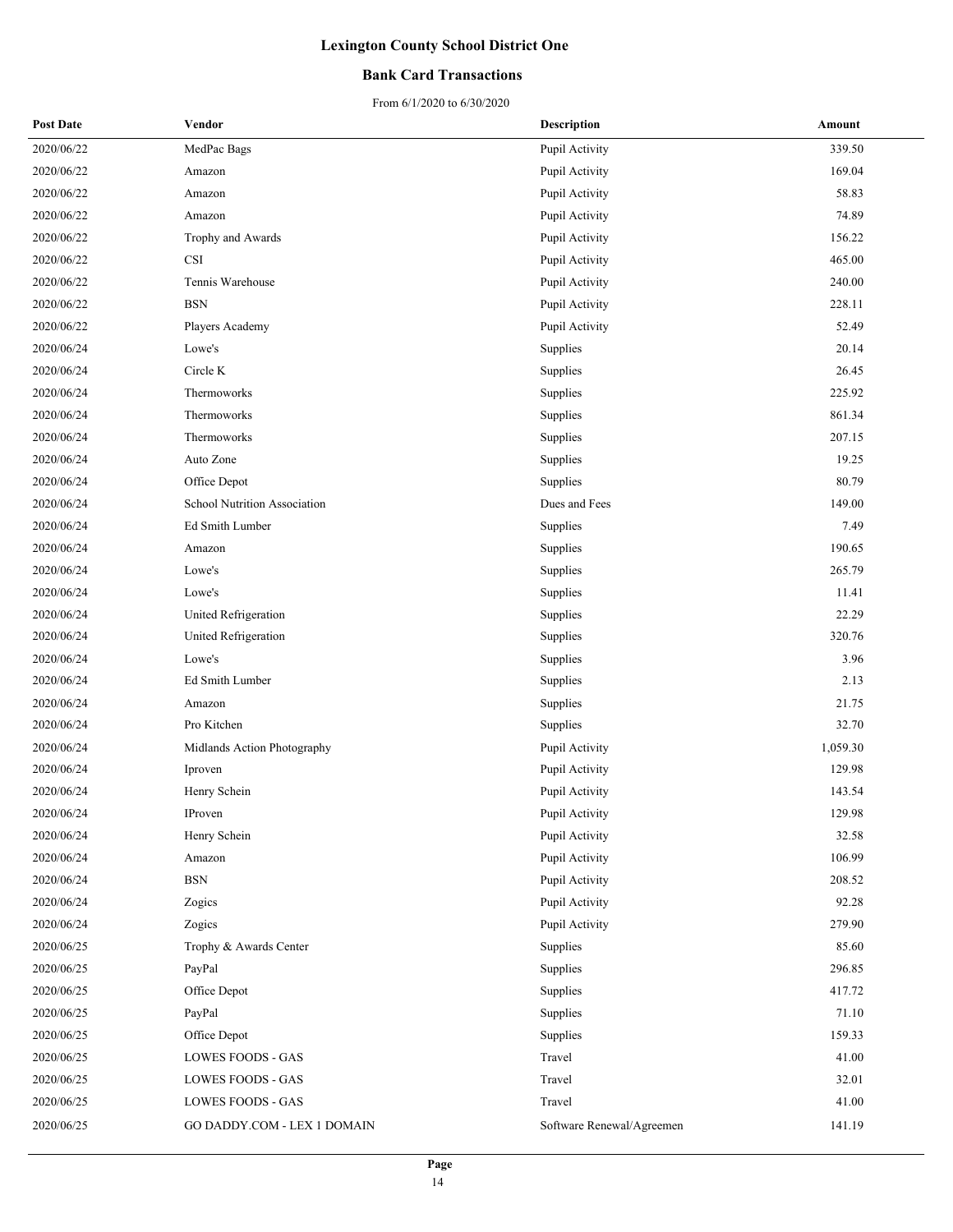# Lexington County School District One

## Bank Card Transactions

From 6/1/2020 to 6/30/2020

| Post Date | Vendor | Description | Amount |
|---|---|---|---|
| 2020/06/22 | MedPac Bags | Pupil Activity | 339.50 |
| 2020/06/22 | Amazon | Pupil Activity | 169.04 |
| 2020/06/22 | Amazon | Pupil Activity | 58.83 |
| 2020/06/22 | Amazon | Pupil Activity | 74.89 |
| 2020/06/22 | Trophy and Awards | Pupil Activity | 156.22 |
| 2020/06/22 | CSI | Pupil Activity | 465.00 |
| 2020/06/22 | Tennis Warehouse | Pupil Activity | 240.00 |
| 2020/06/22 | BSN | Pupil Activity | 228.11 |
| 2020/06/22 | Players Academy | Pupil Activity | 52.49 |
| 2020/06/24 | Lowe's | Supplies | 20.14 |
| 2020/06/24 | Circle K | Supplies | 26.45 |
| 2020/06/24 | Thermoworks | Supplies | 225.92 |
| 2020/06/24 | Thermoworks | Supplies | 861.34 |
| 2020/06/24 | Thermoworks | Supplies | 207.15 |
| 2020/06/24 | Auto Zone | Supplies | 19.25 |
| 2020/06/24 | Office Depot | Supplies | 80.79 |
| 2020/06/24 | School Nutrition Association | Dues and Fees | 149.00 |
| 2020/06/24 | Ed Smith Lumber | Supplies | 7.49 |
| 2020/06/24 | Amazon | Supplies | 190.65 |
| 2020/06/24 | Lowe's | Supplies | 265.79 |
| 2020/06/24 | Lowe's | Supplies | 11.41 |
| 2020/06/24 | United Refrigeration | Supplies | 22.29 |
| 2020/06/24 | United Refrigeration | Supplies | 320.76 |
| 2020/06/24 | Lowe's | Supplies | 3.96 |
| 2020/06/24 | Ed Smith Lumber | Supplies | 2.13 |
| 2020/06/24 | Amazon | Supplies | 21.75 |
| 2020/06/24 | Pro Kitchen | Supplies | 32.70 |
| 2020/06/24 | Midlands Action Photography | Pupil Activity | 1,059.30 |
| 2020/06/24 | Iproven | Pupil Activity | 129.98 |
| 2020/06/24 | Henry Schein | Pupil Activity | 143.54 |
| 2020/06/24 | IProven | Pupil Activity | 129.98 |
| 2020/06/24 | Henry Schein | Pupil Activity | 32.58 |
| 2020/06/24 | Amazon | Pupil Activity | 106.99 |
| 2020/06/24 | BSN | Pupil Activity | 208.52 |
| 2020/06/24 | Zogics | Pupil Activity | 92.28 |
| 2020/06/24 | Zogics | Pupil Activity | 279.90 |
| 2020/06/25 | Trophy & Awards Center | Supplies | 85.60 |
| 2020/06/25 | PayPal | Supplies | 296.85 |
| 2020/06/25 | Office Depot | Supplies | 417.72 |
| 2020/06/25 | PayPal | Supplies | 71.10 |
| 2020/06/25 | Office Depot | Supplies | 159.33 |
| 2020/06/25 | LOWES FOODS - GAS | Travel | 41.00 |
| 2020/06/25 | LOWES FOODS - GAS | Travel | 32.01 |
| 2020/06/25 | LOWES FOODS - GAS | Travel | 41.00 |
| 2020/06/25 | GO DADDY.COM - LEX 1 DOMAIN | Software Renewal/Agreemen | 141.19 |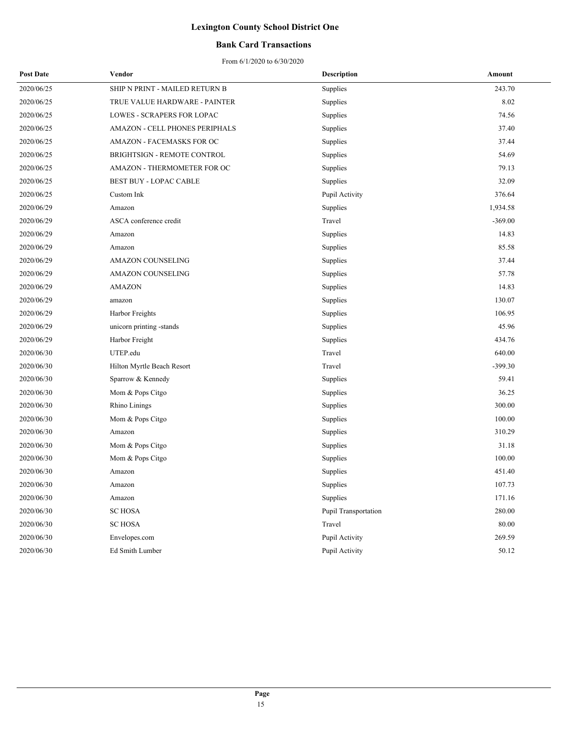# Lexington County School District One

## Bank Card Transactions

From 6/1/2020 to 6/30/2020

| Post Date | Vendor | Description | Amount |
|---|---|---|---|
| 2020/06/25 | SHIP N PRINT - MAILED RETURN B | Supplies | 243.70 |
| 2020/06/25 | TRUE VALUE HARDWARE - PAINTER | Supplies | 8.02 |
| 2020/06/25 | LOWES - SCRAPERS FOR LOPAC | Supplies | 74.56 |
| 2020/06/25 | AMAZON - CELL PHONES PERIPHALS | Supplies | 37.40 |
| 2020/06/25 | AMAZON - FACEMASKS FOR OC | Supplies | 37.44 |
| 2020/06/25 | BRIGHTSIGN - REMOTE CONTROL | Supplies | 54.69 |
| 2020/06/25 | AMAZON - THERMOMETER FOR OC | Supplies | 79.13 |
| 2020/06/25 | BEST BUY - LOPAC CABLE | Supplies | 32.09 |
| 2020/06/25 | Custom Ink | Pupil Activity | 376.64 |
| 2020/06/29 | Amazon | Supplies | 1,934.58 |
| 2020/06/29 | ASCA conference credit | Travel | -369.00 |
| 2020/06/29 | Amazon | Supplies | 14.83 |
| 2020/06/29 | Amazon | Supplies | 85.58 |
| 2020/06/29 | AMAZON COUNSELING | Supplies | 37.44 |
| 2020/06/29 | AMAZON COUNSELING | Supplies | 57.78 |
| 2020/06/29 | AMAZON | Supplies | 14.83 |
| 2020/06/29 | amazon | Supplies | 130.07 |
| 2020/06/29 | Harbor Freights | Supplies | 106.95 |
| 2020/06/29 | unicorn printing -stands | Supplies | 45.96 |
| 2020/06/29 | Harbor Freight | Supplies | 434.76 |
| 2020/06/30 | UTEP.edu | Travel | 640.00 |
| 2020/06/30 | Hilton Myrtle Beach Resort | Travel | -399.30 |
| 2020/06/30 | Sparrow & Kennedy | Supplies | 59.41 |
| 2020/06/30 | Mom & Pops Citgo | Supplies | 36.25 |
| 2020/06/30 | Rhino Linings | Supplies | 300.00 |
| 2020/06/30 | Mom & Pops Citgo | Supplies | 100.00 |
| 2020/06/30 | Amazon | Supplies | 310.29 |
| 2020/06/30 | Mom & Pops Citgo | Supplies | 31.18 |
| 2020/06/30 | Mom & Pops Citgo | Supplies | 100.00 |
| 2020/06/30 | Amazon | Supplies | 451.40 |
| 2020/06/30 | Amazon | Supplies | 107.73 |
| 2020/06/30 | Amazon | Supplies | 171.16 |
| 2020/06/30 | SC HOSA | Pupil Transportation | 280.00 |
| 2020/06/30 | SC HOSA | Travel | 80.00 |
| 2020/06/30 | Envelopes.com | Pupil Activity | 269.59 |
| 2020/06/30 | Ed Smith Lumber | Pupil Activity | 50.12 |